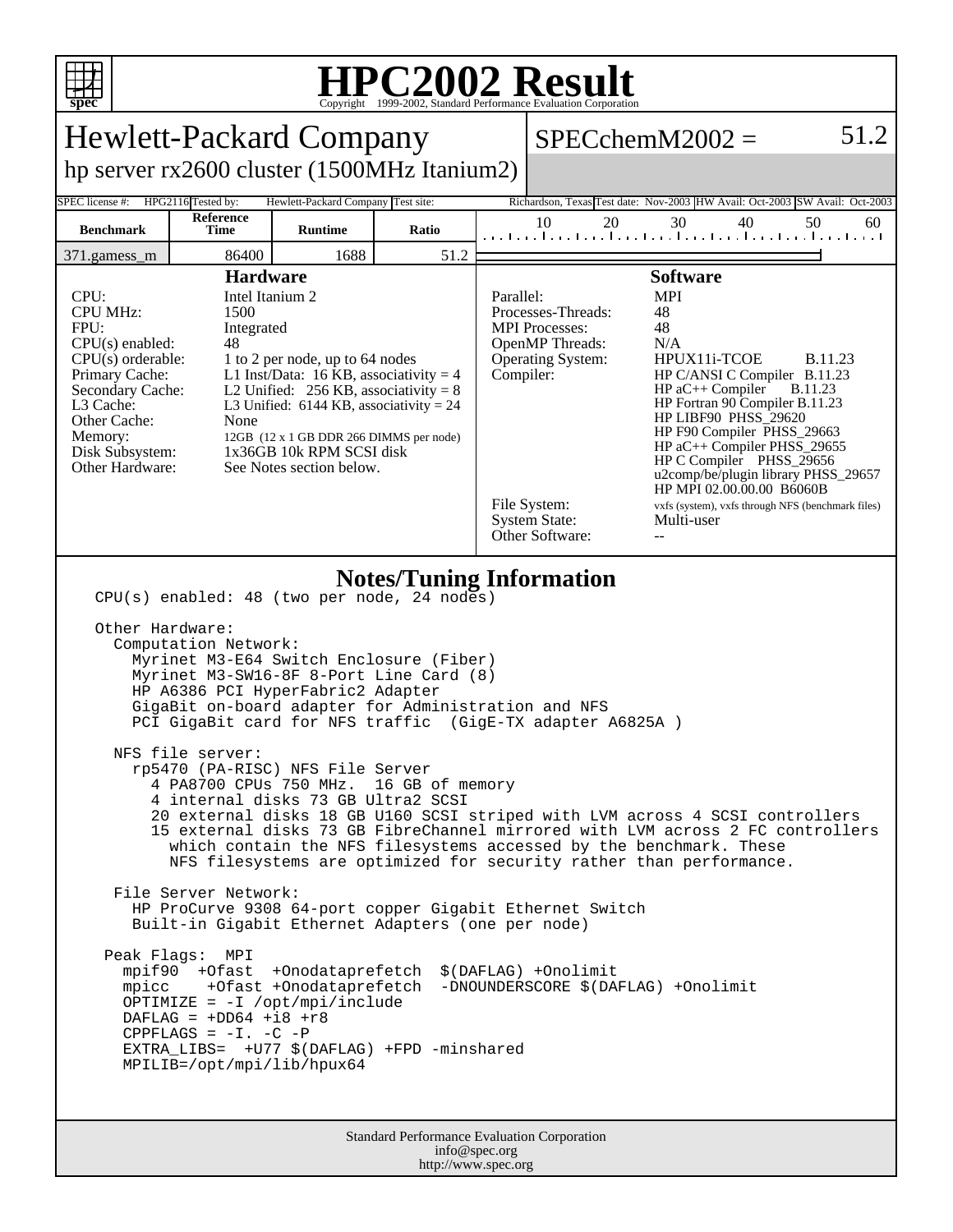# HPC2002 Result

Copyright 1999-2002, Standard Performance Evaluation Corporation

## Hewlett-Packard Company

hp server rx2600 cluster (1500MHz Itanium2)

**SPECchemM2002 = 51.2**

| SPEC license #: | HPG2116 | Tested by: | Hewlett-Packard Company | Test site: | Richardson, Texas | Test date: | Nov-2003 | HW Avail: | Oct-2003 | SW Avail: | Oct-2003 |
|---|---|---|---|---|---|---|---|---|---|---|---|

| Benchmark | Reference Time | Runtime | Ratio |
|---|---|---|---|
| 371.gamess_m | 86400 | 1688 | 51.2 |

### Hardware

| | |
|---|---|
| CPU: | Intel Itanium 2 |
| CPU MHz: | 1500 |
| FPU: | Integrated |
| CPU(s) enabled: | 48 |
| CPU(s) orderable: | 1 to 2 per node, up to 64 nodes |
| Primary Cache: | L1 Inst/Data: 16 KB, associativity = 4 |
| Secondary Cache: | L2 Unified: 256 KB, associativity = 8 |
| L3 Cache: | L3 Unified: 6144 KB, associativity = 24 |
| Other Cache: | None |
| Memory: | 12GB (12 x 1 GB DDR 266 DIMMS per node) |
| Disk Subsystem: | 1x36GB 10k RPM SCSI disk |
| Other Hardware: | See Notes section below. |

### Software

| | |
|---|---|
| Parallel: | MPI |
| Processes-Threads: | 48 |
| MPI Processes: | 48 |
| OpenMP Threads: | N/A |
| Operating System: | HPUX11i-TCOE B.11.23 |
| Compiler: | HP C/ANSI C Compiler B.11.23<br>HP aC++ Compiler B.11.23<br>HP Fortran 90 Compiler B.11.23<br>HP LIBF90 PHSS_29620<br>HP F90 Compiler PHSS_29663<br>HP aC++ Compiler PHSS_29655<br>HP C Compiler PHSS_29656<br>u2comp/be/plugin library PHSS_29657<br>HP MPI 02.00.00.00 B6060B |
| File System: | vxfs (system), vxfs through NFS (benchmark files) |
| System State: | Multi-user |
| Other Software: | -- |

### Notes/Tuning Information

```
CPU(s) enabled: 48 (two per node, 24 nodes)

Other Hardware:
  Computation Network:
    Myrinet M3-E64 Switch Enclosure (Fiber)
    Myrinet M3-SW16-8F 8-Port Line Card (8)
    HP A6386 PCI HyperFabric2 Adapter
    GigaBit on-board adapter for Administration and NFS
    PCI GigaBit card for NFS traffic  (GigE-TX adapter A6825A )

  NFS file server:
    rp5470 (PA-RISC) NFS File Server
      4 PA8700 CPUs 750 MHz.  16 GB of memory
      4 internal disks 73 GB Ultra2 SCSI
      20 external disks 18 GB U160 SCSI striped with LVM across 4 SCSI controllers
      15 external disks 73 GB FibreChannel mirrored with LVM across 2 FC controllers
        which contain the NFS filesystems accessed by the benchmark. These
        NFS filesystems are optimized for security rather than performance.

  File Server Network:
    HP ProCurve 9308 64-port copper Gigabit Ethernet Switch
    Built-in Gigabit Ethernet Adapters (one per node)

 Peak Flags:  MPI
   mpif90  +Ofast  +Onodataprefetch  $(DAFLAG) +Onolimit
   mpicc    +Ofast +Onodataprefetch  -DNOUNDERSCORE $(DAFLAG) +Onolimit
   OPTIMIZE = -I /opt/mpi/include
   DAFLAG = +DD64 +i8 +r8
   CPPFLAGS = -I. -C -P
   EXTRA_LIBS=  +U77 $(DAFLAG) +FPD -minshared
   MPILIB=/opt/mpi/lib/hpux64
```

Standard Performance Evaluation Corporation
info@spec.org
http://www.spec.org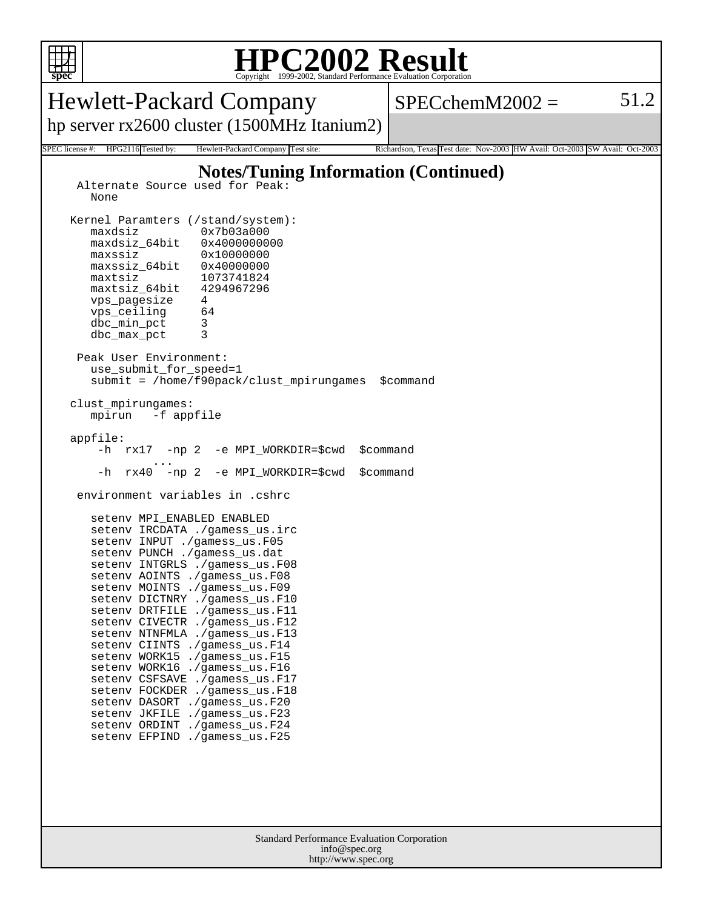# HPC2002 Result

Copyright 1999-2002, Standard Performance Evaluation Corporation

## Hewlett-Packard Company

**hp server rx2600 cluster (1500MHz Itanium2)**

SPECchemM2002 = 51.2

SPEC license #: HPG2116 | Tested by: Hewlett-Packard Company | Test site: Richardson, Texas | Test date: Nov-2003 | HW Avail: Oct-2003 | SW Avail: Oct-2003

## Notes/Tuning Information (Continued)

```
 Alternate Source used for Peak:
   None

Kernel Paramters (/stand/system):
   maxdsiz         0x7b03a000
   maxdsiz_64bit   0x4000000000
   maxssiz         0x10000000
   maxssiz_64bit   0x40000000
   maxtsiz         1073741824
   maxtsiz_64bit   4294967296
   vps_pagesize    4
   vps_ceiling     64
   dbc_min_pct     3
   dbc_max_pct     3

 Peak User Environment:
   use_submit_for_speed=1
   submit = /home/f90pack/clust_mpirungames  $command

clust_mpirungames:
   mpirun   -f appfile

appfile:
    -h  rx17  -np 2  -e MPI_WORKDIR=$cwd  $command
            ...
    -h  rx40  -np 2  -e MPI_WORKDIR=$cwd  $command

 environment variables in .cshrc

   setenv MPI_ENABLED ENABLED
   setenv IRCDATA ./gamess_us.irc
   setenv INPUT ./gamess_us.F05
   setenv PUNCH ./gamess_us.dat
   setenv INTGRLS ./gamess_us.F08
   setenv AOINTS ./gamess_us.F08
   setenv MOINTS ./gamess_us.F09
   setenv DICTNRY ./gamess_us.F10
   setenv DRTFILE ./gamess_us.F11
   setenv CIVECTR ./gamess_us.F12
   setenv NTNFMLA ./gamess_us.F13
   setenv CIINTS ./gamess_us.F14
   setenv WORK15 ./gamess_us.F15
   setenv WORK16 ./gamess_us.F16
   setenv CSFSAVE ./gamess_us.F17
   setenv FOCKDER ./gamess_us.F18
   setenv DASORT ./gamess_us.F20
   setenv JKFILE ./gamess_us.F23
   setenv ORDINT ./gamess_us.F24
   setenv EFPIND ./gamess_us.F25
```

Standard Performance Evaluation Corporation
info@spec.org
http://www.spec.org